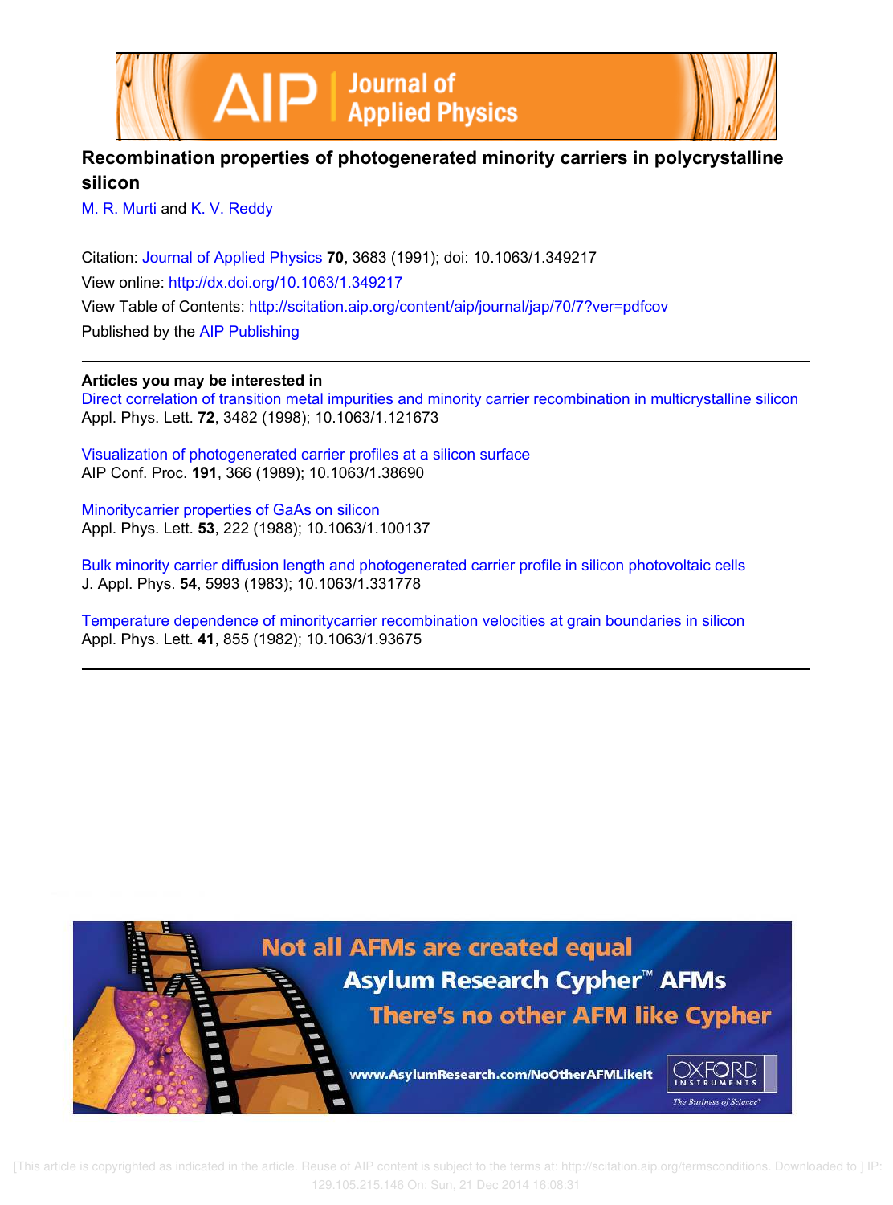# Recombination properties of photogenerated minority carriers in polycrystalline silicon

M. R. Murti and K. V. Reddy

Citation: Journal of Applied Physics **70**, 3683 (1991); doi: 10.1063/1.349217
View online: http://dx.doi.org/10.1063/1.349217
View Table of Contents: http://scitation.aip.org/content/aip/journal/jap/70/7?ver=pdfcov
Published by the AIP Publishing

**Articles you may be interested in**

Direct correlation of transition metal impurities and minority carrier recombination in multicrystalline silicon
Appl. Phys. Lett. **72**, 3482 (1998); 10.1063/1.121673

Visualization of photogenerated carrier profiles at a silicon surface
AIP Conf. Proc. **191**, 366 (1989); 10.1063/1.38690

Minoritycarrier properties of GaAs on silicon
Appl. Phys. Lett. **53**, 222 (1988); 10.1063/1.100137

Bulk minority carrier diffusion length and photogenerated carrier profile in silicon photovoltaic cells
J. Appl. Phys. **54**, 5993 (1983); 10.1063/1.331778

Temperature dependence of minoritycarrier recombination velocities at grain boundaries in silicon
Appl. Phys. Lett. **41**, 855 (1982); 10.1063/1.93675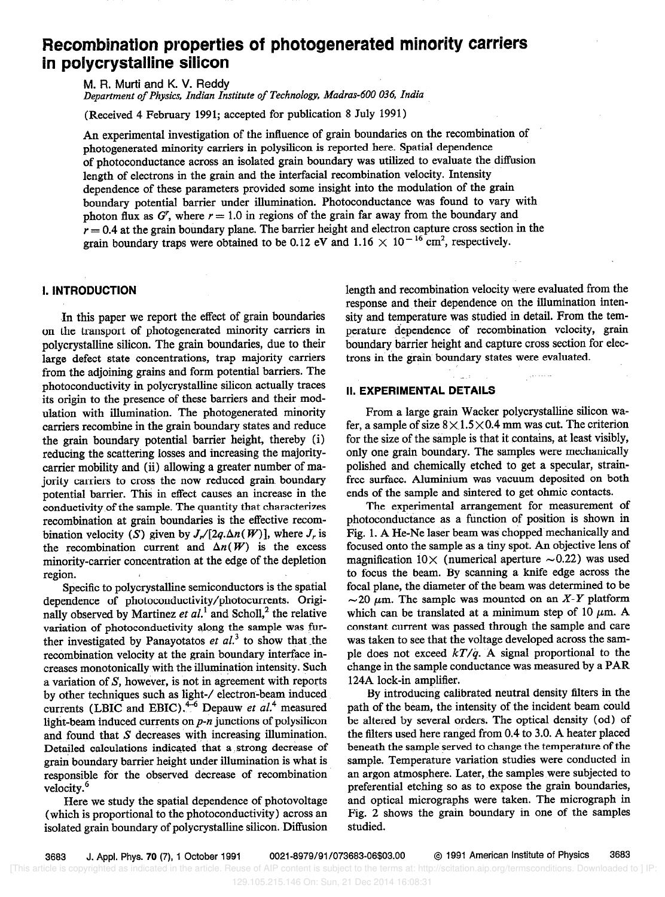# Recombination properties of photogenerated minority carriers in polycrystalline silicon

M. R. Murti and K. V. Reddy

*Department of Physics, Indian Institute of Technology, Madras-600 036, India*

(Received 4 February 1991; accepted for publication 8 July 1991)

An experimental investigation of the influence of grain boundaries on the recombination of photogenerated minority carriers in polysilicon is reported here. Spatial dependence of photoconductance across an isolated grain boundary was utilized to evaluate the diffusion length of electrons in the grain and the interfacial recombination velocity. Intensity dependence of these parameters provided some insight into the modulation of the grain boundary potential barrier under illumination. Photoconductance was found to vary with photon flux as $G^r$, where $r = 1.0$ in regions of the grain far away from the boundary and $r = 0.4$ at the grain boundary plane. The barrier height and electron capture cross section in the grain boundary traps were obtained to be 0.12 eV and $1.16 \times 10^{-16}$ cm$^2$, respectively.

## I. INTRODUCTION

In this paper we report the effect of grain boundaries on the transport of photogenerated minority carriers in polycrystalline silicon. The grain boundaries, due to their large defect state concentrations, trap majority carriers from the adjoining grains and form potential barriers. The photoconductivity in polycrystalline silicon actually traces its origin to the presence of these barriers and their modulation with illumination. The photogenerated minority carriers recombine in the grain boundary states and reduce the grain boundary potential barrier height, thereby (i) reducing the scattering losses and increasing the majority-carrier mobility and (ii) allowing a greater number of majority carriers to cross the now reduced grain boundary potential barrier. This in effect causes an increase in the conductivity of the sample. The quantity that characterizes recombination at grain boundaries is the effective recombination velocity ($S$) given by $J_r/[2q.\Delta n(W)]$, where $J_r$ is the recombination current and $\Delta n(W)$ is the excess minority-carrier concentration at the edge of the depletion region.

Specific to polycrystalline semiconductors is the spatial dependence of photoconductivity/photocurrents. Originally observed by Martinez *et al.*[1] and Scholl,[2] the relative variation of photoconductivity along the sample was further investigated by Panayotatos *et al.*[3] to show that the recombination velocity at the grain boundary interface increases monotonically with the illumination intensity. Such a variation of $S$, however, is not in agreement with reports by other techniques such as light-/ electron-beam induced currents (LBIC and EBIC).[4-6] Depauw *et al.*[4] measured light-beam induced currents on *p-n* junctions of polysilicon and found that $S$ decreases with increasing illumination. Detailed calculations indicated that a strong decrease of grain boundary barrier height under illumination is what is responsible for the observed decrease of recombination velocity.[6]

Here we study the spatial dependence of photovoltage (which is proportional to the photoconductivity) across an isolated grain boundary of polycrystalline silicon. Diffusion length and recombination velocity were evaluated from the response and their dependence on the illumination intensity and temperature was studied in detail. From the temperature dependence of recombination velocity, grain boundary barrier height and capture cross section for electrons in the grain boundary states were evaluated.

## II. EXPERIMENTAL DETAILS

From a large grain Wacker polycrystalline silicon wafer, a sample of size $8 \times 1.5 \times 0.4$ mm was cut. The criterion for the size of the sample is that it contains, at least visibly, only one grain boundary. The samples were mechanically polished and chemically etched to get a specular, strain-free surface. Aluminium was vacuum deposited on both ends of the sample and sintered to get ohmic contacts.

The experimental arrangement for measurement of photoconductance as a function of position is shown in Fig. 1. A He-Ne laser beam was chopped mechanically and focused onto the sample as a tiny spot. An objective lens of magnification 10× (numerical aperture ~0.22) was used to focus the beam. By scanning a knife edge across the focal plane, the diameter of the beam was determined to be ~20 μm. The sample was mounted on an *X-Y* platform which can be translated at a minimum step of 10 μm. A constant current was passed through the sample and care was taken to see that the voltage developed across the sample does not exceed $kT/q$. A signal proportional to the change in the sample conductance was measured by a PAR 124A lock-in amplifier.

By introducing calibrated neutral density filters in the path of the beam, the intensity of the incident beam could be altered by several orders. The optical density (od) of the filters used here ranged from 0.4 to 3.0. A heater placed beneath the sample served to change the temperature of the sample. Temperature variation studies were conducted in an argon atmosphere. Later, the samples were subjected to preferential etching so as to expose the grain boundaries, and optical micrographs were taken. The micrograph in Fig. 2 shows the grain boundary in one of the samples studied.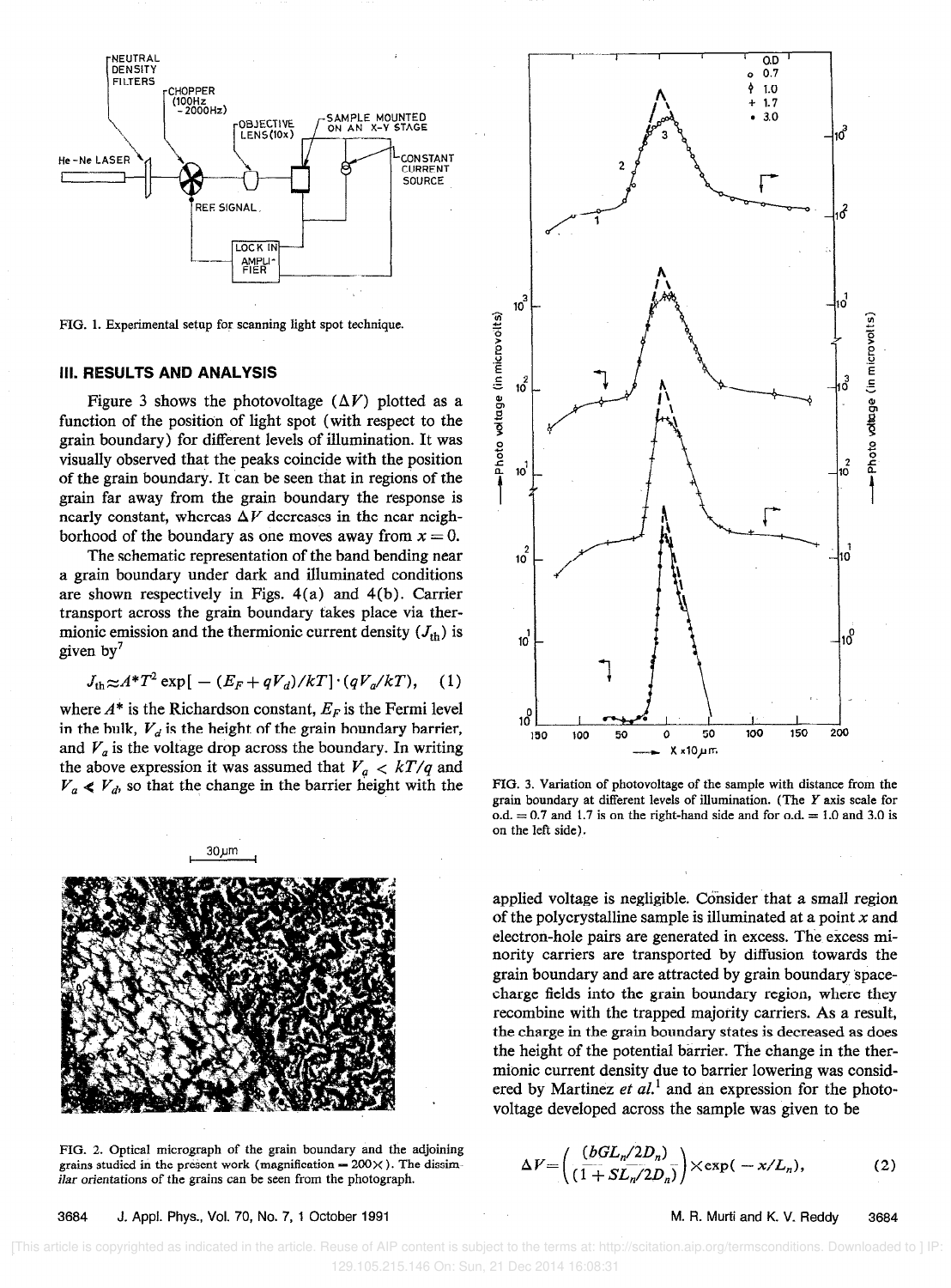FIG. 1. Experimental setup for scanning light spot technique.

## III. RESULTS AND ANALYSIS

Figure 3 shows the photovoltage ($\Delta V$) plotted as a function of the position of light spot (with respect to the grain boundary) for different levels of illumination. It was visually observed that the peaks coincide with the position of the grain boundary. It can be seen that in regions of the grain far away from the grain boundary the response is nearly constant, whereas $\Delta V$ decreases in the near neighborhood of the boundary as one moves away from $x = 0$.

The schematic representation of the band bending near a grain boundary under dark and illuminated conditions are shown respectively in Figs. 4(a) and 4(b). Carrier transport across the grain boundary takes place via thermionic emission and the thermionic current density ($J_{th}$) is given by[7]

$$J_{th} \approx A^* T^2 \exp[-(E_F + qV_d)/kT] \cdot (qV_a/kT), \quad (1)$$

where $A^*$ is the Richardson constant, $E_F$ is the Fermi level in the bulk, $V_d$ is the height of the grain boundary barrier, and $V_a$ is the voltage drop across the boundary. In writing the above expression it was assumed that $V_a < kT/q$ and $V_a \ll V_d$, so that the change in the barrier height with the applied voltage is negligible. Consider that a small region of the polycrystalline sample is illuminated at a point $x$ and electron-hole pairs are generated in excess. The excess minority carriers are transported by diffusion towards the grain boundary and are attracted by grain boundary space-charge fields into the grain boundary region, where they recombine with the trapped majority carriers. As a result, the charge in the grain boundary states is decreased as does the height of the potential barrier. The change in the thermionic current density due to barrier lowering was considered by Martinez *et al.*[1] and an expression for the photovoltage developed across the sample was given to be

$$\Delta V = \left( \frac{(bGL_n/2D_n)}{(1 + SL_n/2D_n)} \right) \times \exp(-x/L_n), \quad (2)$$

FIG. 2. Optical micrograph of the grain boundary and the adjoining grains studied in the present work (magnification = 200×). The dissimilar orientations of the grains can be seen from the photograph.

FIG. 3. Variation of photovoltage of the sample with distance from the grain boundary at different levels of illumination. (The Y axis scale for o.d. = 0.7 and 1.7 is on the right-hand side and for o.d. = 1.0 and 3.0 is on the left side).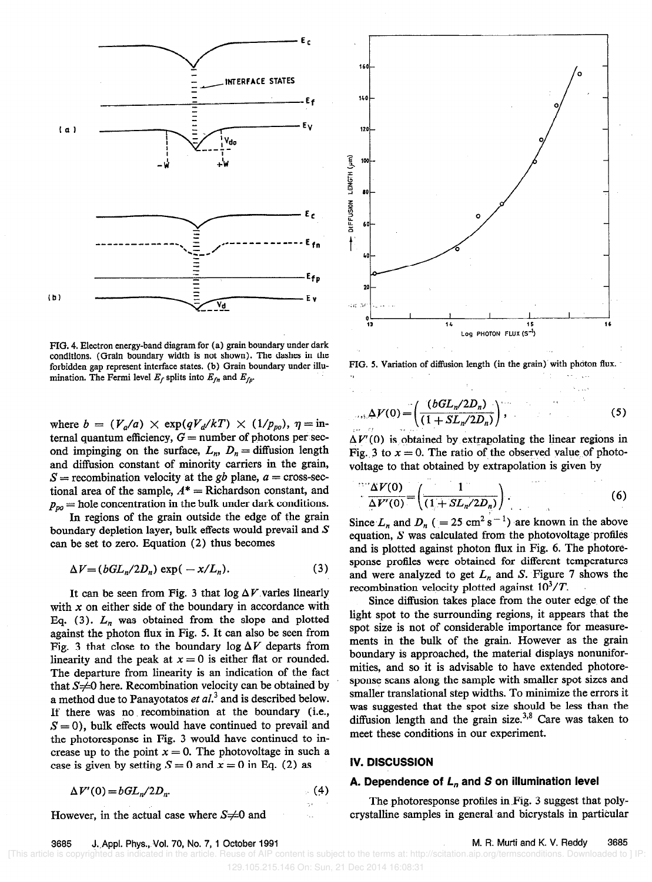FIG. 4. Electron energy-band diagram for (a) grain boundary under dark conditions. (Grain boundary width is not shown). The dashes in the forbidden gap represent interface states. (b) Grain boundary under illumination. The Fermi level $E_f$ splits into $E_{fn}$ and $E_{fp}$.

FIG. 5. Variation of diffusion length (in the grain) with photon flux.

where $b = (V_a/a) \times \exp(qV_d/kT) \times (1/p_{po})$, $\eta$ = internal quantum efficiency, $G$ = number of photons per second impinging on the surface, $L_n$, $D_n$ = diffusion length and diffusion constant of minority carriers in the grain, $S$ = recombination velocity at the $gb$ plane, $a$ = cross-sectional area of the sample, $A^*$ = Richardson constant, and $p_{po}$ = hole concentration in the bulk under dark conditions.

In regions of the grain outside the edge of the grain boundary depletion layer, bulk effects would prevail and $S$ can be set to zero. Equation (2) thus becomes

$$\Delta V = (bGL_n/2D_n) \exp(-x/L_n). \tag{3}$$

It can be seen from Fig. 3 that log $\Delta V$ varies linearly with $x$ on either side of the boundary in accordance with Eq. (3). $L_n$ was obtained from the slope and plotted against the photon flux in Fig. 5. It can also be seen from Fig. 3 that close to the boundary log $\Delta V$ departs from linearity and the peak at $x = 0$ is either flat or rounded. The departure from linearity is an indication of the fact that $S \neq 0$ here. Recombination velocity can be obtained by a method due to Panayotatos *et al.*[3] and is described below. If there was no recombination at the boundary (i.e., $S = 0$), bulk effects would have continued to prevail and the photoresponse in Fig. 3 would have continued to increase up to the point $x = 0$. The photovoltage in such a case is given by setting $S = 0$ and $x = 0$ in Eq. (2) as

$$\Delta V'(0) = bGL_n/2D_n. \tag{4}$$

However, in the actual case where $S \neq 0$ and

$$\Delta V(0) = \left(\frac{(bGL_n/2D_n)}{(1 + SL_n/2D_n)}\right), \tag{5}$$

$\Delta V'(0)$ is obtained by extrapolating the linear regions in Fig. 3 to $x = 0$. The ratio of the observed value of photovoltage to that obtained by extrapolation is given by

$$\frac{\Delta V(0)}{\Delta V'(0)} = \left(\frac{1}{(1 + SL_n/2D_n)}\right). \tag{6}$$

Since $L_n$ and $D_n$ ($= 25\ \mathrm{cm^2\ s^{-1}}$) are known in the above equation, $S$ was calculated from the photovoltage profiles and is plotted against photon flux in Fig. 6. The photoresponse profiles were obtained for different temperatures and were analyzed to get $L_n$ and $S$. Figure 7 shows the recombination velocity plotted against $10^3/T$.

Since diffusion takes place from the outer edge of the light spot to the surrounding regions, it appears that the spot size is not of considerable importance for measurements in the bulk of the grain. However as the grain boundary is approached, the material displays nonuniformities, and so it is advisable to have extended photoresponse scans along the sample with smaller spot sizes and smaller translational step widths. To minimize the errors it was suggested that the spot size should be less than the diffusion length and the grain size.[3,8] Care was taken to meet these conditions in our experiment.

## IV. DISCUSSION

### A. Dependence of $L_n$ and $S$ on illumination level

The photoresponse profiles in Fig. 3 suggest that polycrystalline samples in general and bicrystals in particular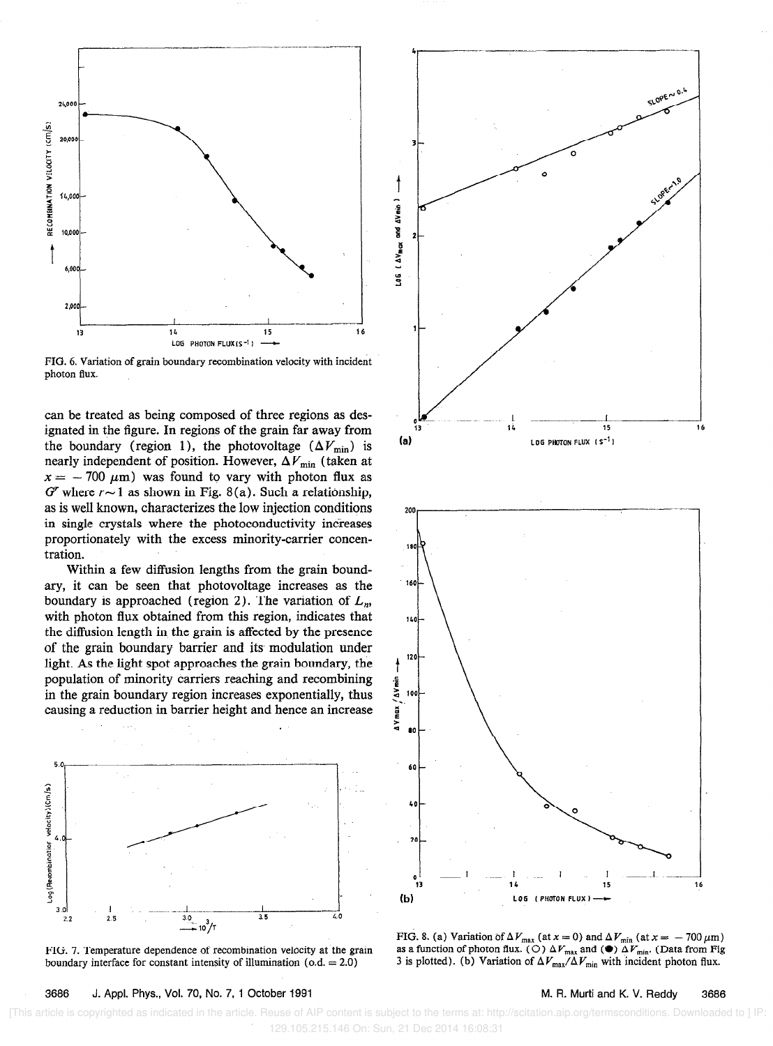FIG. 6. Variation of grain boundary recombination velocity with incident photon flux.

can be treated as being composed of three regions as designated in the figure. In regions of the grain far away from the boundary (region 1), the photovoltage ($\Delta V_{min}$) is nearly independent of position. However, $\Delta V_{min}$ (taken at $x = -700$ $\mu$m) was found to vary with photon flux as $G^r$ where $r \sim 1$ as shown in Fig. 8(a). Such a relationship, as is well known, characterizes the low injection conditions in single crystals where the photoconductivity increases proportionately with the excess minority-carrier concentration.

Within a few diffusion lengths from the grain boundary, it can be seen that photovoltage increases as the boundary is approached (region 2). The variation of $L_n$, with photon flux obtained from this region, indicates that the diffusion length in the grain is affected by the presence of the grain boundary barrier and its modulation under light. As the light spot approaches the grain boundary, the population of minority carriers reaching and recombining in the grain boundary region increases exponentially, thus causing a reduction in barrier height and hence an increase

FIG. 7. Temperature dependence of recombination velocity at the grain boundary interface for constant intensity of illumination (o.d. = 2.0)

FIG. 8. (a) Variation of $\Delta V_{max}$ (at $x = 0$) and $\Delta V_{min}$ (at $x = -700$ $\mu$m) as a function of photon flux. (○) $\Delta V_{max}$ and (●) $\Delta V_{min}$. (Data from Fig 3 is plotted). (b) Variation of $\Delta V_{max}/\Delta V_{min}$ with incident photon flux.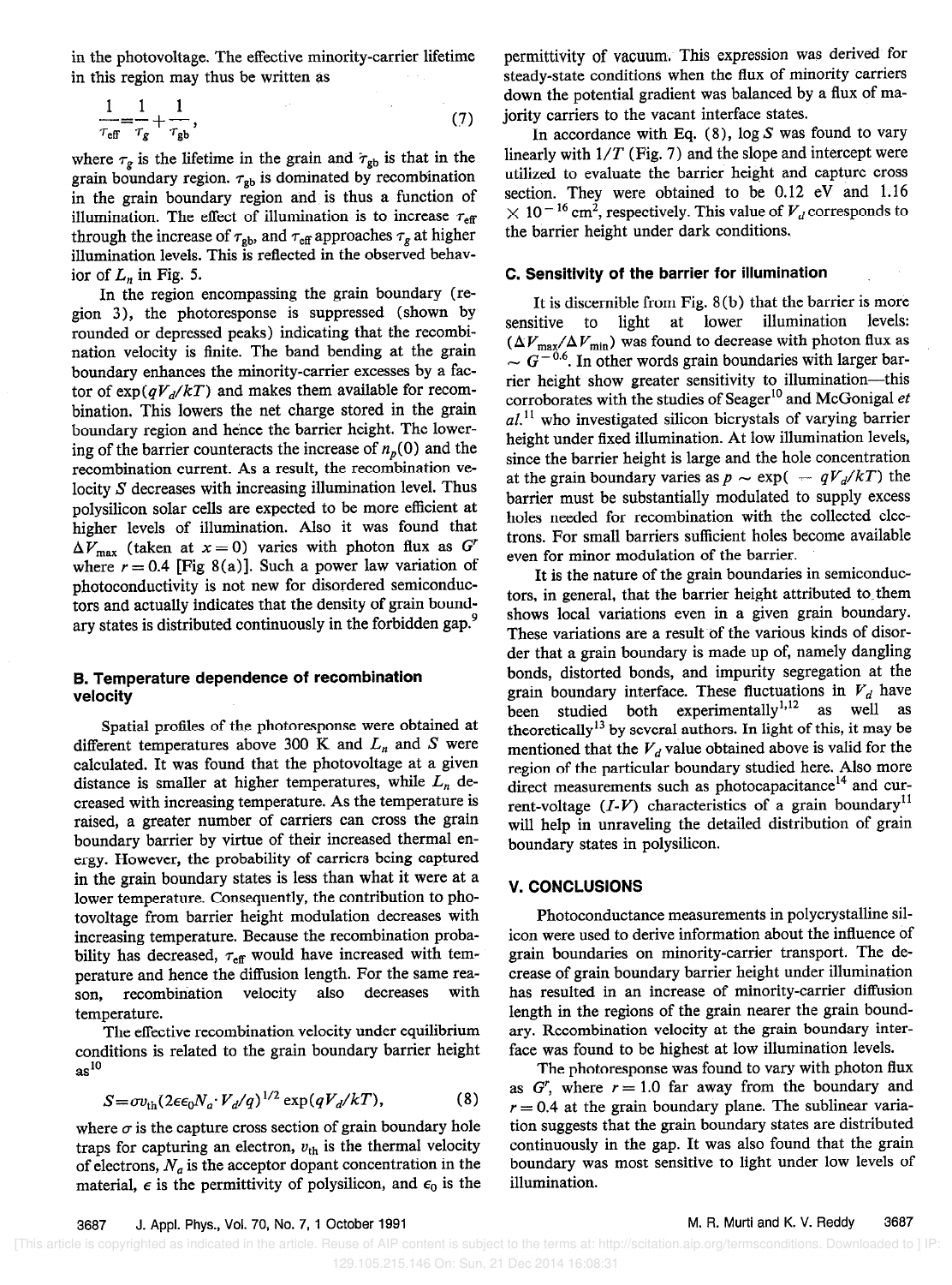in the photovoltage. The effective minority-carrier lifetime in this region may thus be written as

$$\frac{1}{\tau_{\text{eff}}}=\frac{1}{\tau_g}+\frac{1}{\tau_{\text{gb}}}, \qquad (7)$$

where $\tau_g$ is the lifetime in the grain and $\tau_{\text{gb}}$ is that in the grain boundary region. $\tau_{\text{gb}}$ is dominated by recombination in the grain boundary region and is thus a function of illumination. The effect of illumination is to increase $\tau_{\text{eff}}$ through the increase of $\tau_{\text{gb}}$, and $\tau_{\text{eff}}$ approaches $\tau_g$ at higher illumination levels. This is reflected in the observed behavior of $L_n$ in Fig. 5.

In the region encompassing the grain boundary (region 3), the photoresponse is suppressed (shown by rounded or depressed peaks) indicating that the recombination velocity is finite. The band bending at the grain boundary enhances the minority-carrier excesses by a factor of $\exp(qV_d/kT)$ and makes them available for recombination. This lowers the net charge stored in the grain boundary region and hence the barrier height. The lowering of the barrier counteracts the increase of $n_p(0)$ and the recombination current. As a result, the recombination velocity $S$ decreases with increasing illumination level. Thus polysilicon solar cells are expected to be more efficient at higher levels of illumination. Also it was found that $\Delta V_{\max}$ (taken at $x=0$) varies with photon flux as $G^r$ where $r=0.4$ [Fig 8(a)]. Such a power law variation of photoconductivity is not new for disordered semiconductors and actually indicates that the density of grain boundary states is distributed continuously in the forbidden gap.[9]

### B. Temperature dependence of recombination velocity

Spatial profiles of the photoresponse were obtained at different temperatures above 300 K and $L_n$ and $S$ were calculated. It was found that the photovoltage at a given distance is smaller at higher temperatures, while $L_n$ decreased with increasing temperature. As the temperature is raised, a greater number of carriers can cross the grain boundary barrier by virtue of their increased thermal energy. However, the probability of carriers being captured in the grain boundary states is less than what it were at a lower temperature. Consequently, the contribution to photovoltage from barrier height modulation decreases with increasing temperature. Because the recombination probability has decreased, $\tau_{\text{eff}}$ would have increased with temperature and hence the diffusion length. For the same reason, recombination velocity also decreases with temperature.

The effective recombination velocity under equilibrium conditions is related to the grain boundary barrier height as[10]

$$S=\sigma v_{\text{th}}(2\epsilon\epsilon_0 N_a\cdot V_d/q)^{1/2}\exp(qV_d/kT), \qquad (8)$$

where $\sigma$ is the capture cross section of grain boundary hole traps for capturing an electron, $v_{\text{th}}$ is the thermal velocity of electrons, $N_a$ is the acceptor dopant concentration in the material, $\epsilon$ is the permittivity of polysilicon, and $\epsilon_0$ is the permittivity of vacuum. This expression was derived for steady-state conditions when the flux of minority carriers down the potential gradient was balanced by a flux of majority carriers to the vacant interface states.

In accordance with Eq. (8), log $S$ was found to vary linearly with $1/T$ (Fig. 7) and the slope and intercept were utilized to evaluate the barrier height and capture cross section. They were obtained to be 0.12 eV and $1.16\times10^{-16}\ \text{cm}^2$, respectively. This value of $V_d$ corresponds to the barrier height under dark conditions.

### C. Sensitivity of the barrier for illumination

It is discernible from Fig. 8(b) that the barrier is more sensitive to light at lower illumination levels: $(\Delta V_{\max}/\Delta V_{\min})$ was found to decrease with photon flux as $\sim G^{-0.6}$. In other words grain boundaries with larger barrier height show greater sensitivity to illumination—this corroborates with the studies of Seager[10] and McGonigal *et al.*[11] who investigated silicon bicrystals of varying barrier height under fixed illumination. At low illumination levels, since the barrier height is large and the hole concentration at the grain boundary varies as $p\sim\exp(-qV_d/kT)$ the barrier must be substantially modulated to supply excess holes needed for recombination with the collected electrons. For small barriers sufficient holes become available even for minor modulation of the barrier.

It is the nature of the grain boundaries in semiconductors, in general, that the barrier height attributed to them shows local variations even in a given grain boundary. These variations are a result of the various kinds of disorder that a grain boundary is made up of, namely dangling bonds, distorted bonds, and impurity segregation at the grain boundary interface. These fluctuations in $V_d$ have been studied both experimentally[1,12] as well as theoretically[13] by several authors. In light of this, it may be mentioned that the $V_d$ value obtained above is valid for the region of the particular boundary studied here. Also more direct measurements such as photocapacitance[14] and current-voltage ($I$-$V$) characteristics of a grain boundary[11] will help in unraveling the detailed distribution of grain boundary states in polysilicon.

## V. CONCLUSIONS

Photoconductance measurements in polycrystalline silicon were used to derive information about the influence of grain boundaries on minority-carrier transport. The decrease of grain boundary barrier height under illumination has resulted in an increase of minority-carrier diffusion length in the regions of the grain nearer the grain boundary. Recombination velocity at the grain boundary interface was found to be highest at low illumination levels.

The photoresponse was found to vary with photon flux as $G^r$, where $r=1.0$ far away from the boundary and $r=0.4$ at the grain boundary plane. The sublinear variation suggests that the grain boundary states are distributed continuously in the gap. It was also found that the grain boundary was most sensitive to light under low levels of illumination.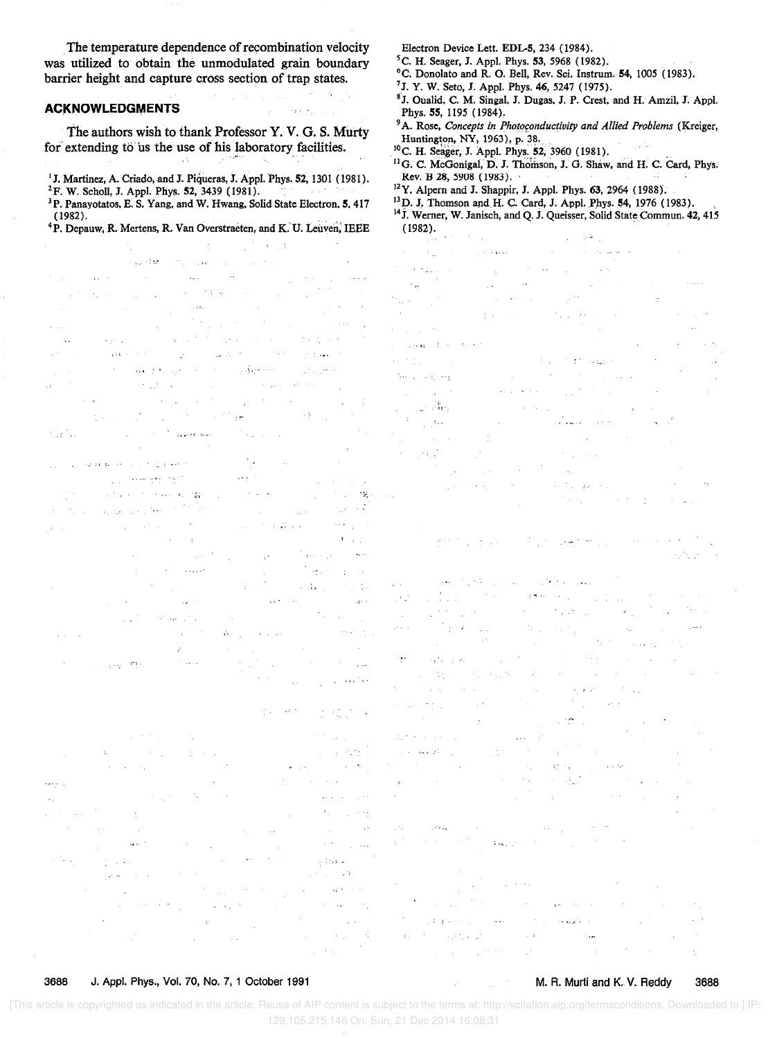The temperature dependence of recombination velocity was utilized to obtain the unmodulated grain boundary barrier height and capture cross section of trap states.

## ACKNOWLEDGMENTS

The authors wish to thank Professor Y. V. G. S. Murty for extending to us the use of his laboratory facilities.

[1] J. Martinez, A. Criado, and J. Piqueras, J. Appl. Phys. **52**, 1301 (1981).
[2] F. W. Scholl, J. Appl. Phys. **52**, 3439 (1981).
[3] P. Panayotatos, E. S. Yang, and W. Hwang, Solid State Electron. **5**, 417 (1982).
[4] P. Depauw, R. Mertens, R. Van Overstraeten, and K. U. Leuven, IEEE Electron Device Lett. **EDL-5**, 234 (1984).
[5] C. H. Seager, J. Appl. Phys. **53**, 5968 (1982).
[6] C. Donolato and R. O. Bell, Rev. Sci. Instrum. **54**, 1005 (1983).
[7] J. Y. W. Seto, J. Appl. Phys. **46**, 5247 (1975).
[8] J. Oualid, C. M. Singal, J. Dugas, J. P. Crest, and H. Amzil, J. Appl. Phys. **55**, 1195 (1984).
[9] A. Rose, *Concepts in Photoconductivity and Allied Problems* (Kreiger, Huntington, NY, 1963), p. 38.
[10] C. H. Seager, J. Appl. Phys. **52**, 3960 (1981).
[11] G. C. McGonigal, D. J. Thomson, J. G. Shaw, and H. C. Card, Phys. Rev. B **28**, 5908 (1983).
[12] Y. Alpern and J. Shappir, J. Appl. Phys. **63**, 2964 (1988).
[13] D. J. Thomson and H. C. Card, J. Appl. Phys. **54**, 1976 (1983).
[14] J. Werner, W. Janisch, and Q. J. Queisser, Solid State Commun. **42**, 415 (1982).